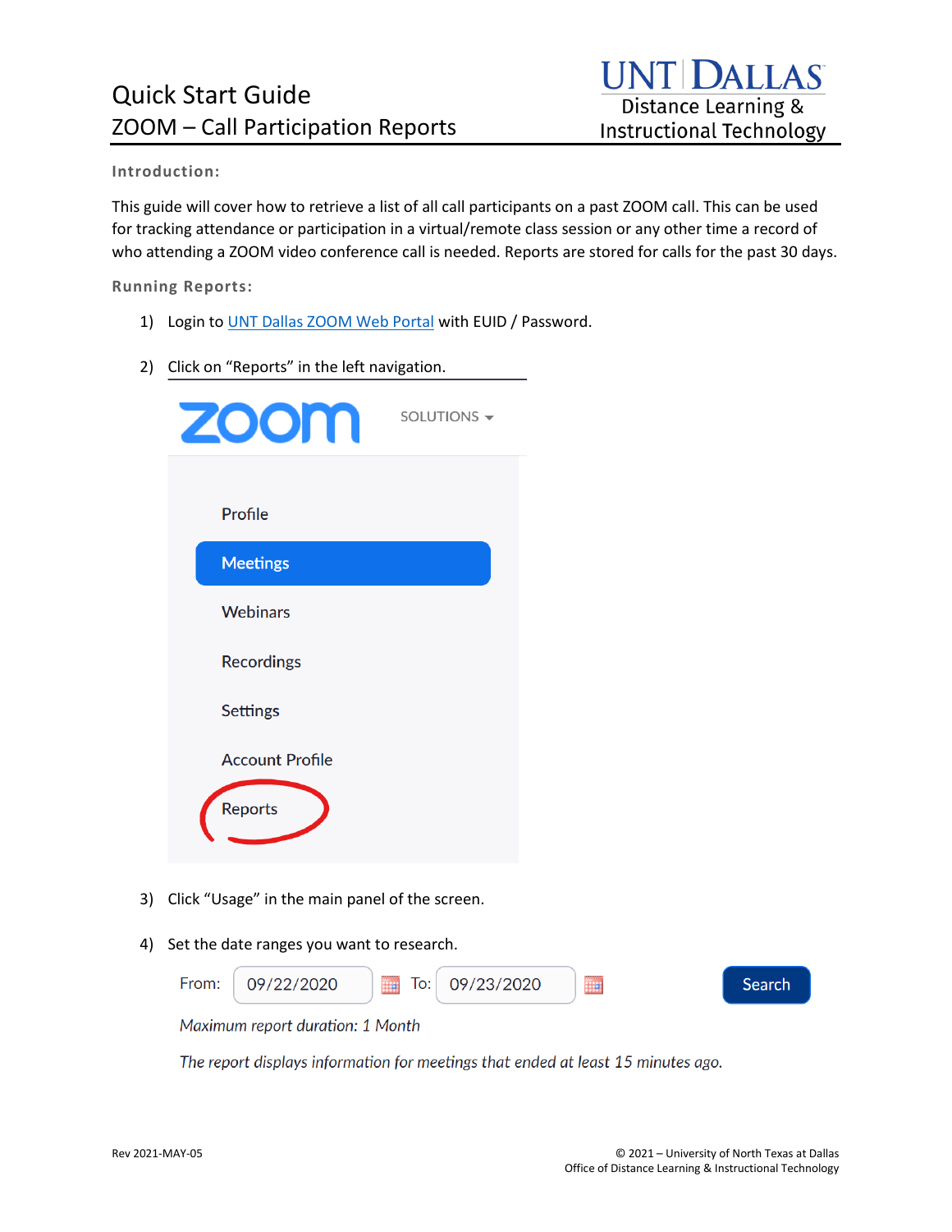# Quick Start Guide
## ZOOM – Call Participation Reports

UNT DALLAS
Distance Learning & Instructional Technology

**Introduction:**

This guide will cover how to retrieve a list of all call participants on a past ZOOM call. This can be used for tracking attendance or participation in a virtual/remote class session or any other time a record of who attending a ZOOM video conference call is needed. Reports are stored for calls for the past 30 days.

**Running Reports:**

1) Login to UNT Dallas ZOOM Web Portal with EUID / Password.

2) Click on "Reports" in the left navigation.

   zoom SOLUTIONS
   - Profile
   - Meetings
   - Webinars
   - Recordings
   - Settings
   - Account Profile
   - Reports

3) Click "Usage" in the main panel of the screen.

4) Set the date ranges you want to research.

   From: 09/22/2020 To: 09/23/2020 Search

   *Maximum report duration: 1 Month*

   *The report displays information for meetings that ended at least 15 minutes ago.*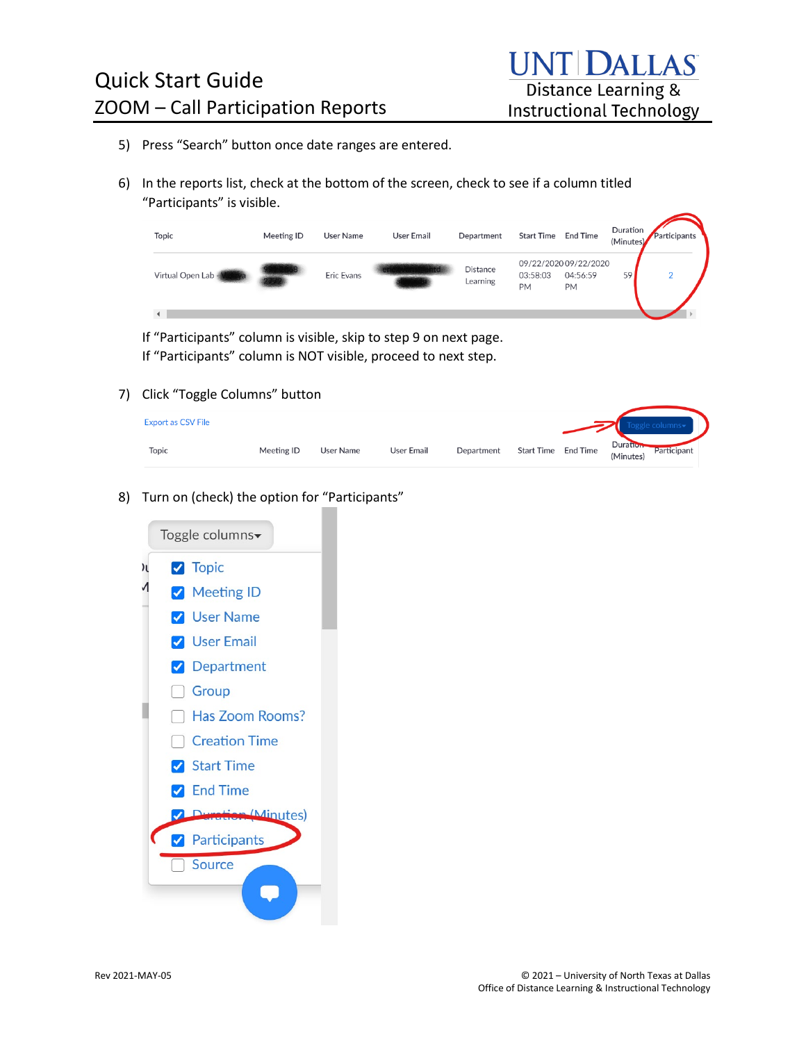5) Press "Search" button once date ranges are entered.

6) In the reports list, check at the bottom of the screen, check to see if a column titled "Participants" is visible.

| Topic | Meeting ID | User Name | User Email | Department | Start Time | End Time | Duration (Minutes) | Participants |
|---|---|---|---|---|---|---|---|---|
| Virtual Open Lab | | Eric Evans | | Distance Learning | 09/22/2020 03:58:03 PM | 09/22/2020 04:56:59 PM | 59 | 2 |

If "Participants" column is visible, skip to step 9 on next page.
If "Participants" column is NOT visible, proceed to next step.

7) Click "Toggle Columns" button

Export as CSV File

Toggle columns

| Topic | Meeting ID | User Name | User Email | Department | Start Time | End Time | Duration (Minutes) | Participant |
|---|---|---|---|---|---|---|---|---|

8) Turn on (check) the option for "Participants"

Toggle columns

- [x] Topic
- [x] Meeting ID
- [x] User Name
- [x] User Email
- [x] Department
- [ ] Group
- [ ] Has Zoom Rooms?
- [ ] Creation Time
- [x] Start Time
- [x] End Time
- [x] Duration (Minutes)
- [x] Participants
- [ ] Source

Rev 2021-MAY-05

© 2021 – University of North Texas at Dallas
Office of Distance Learning & Instructional Technology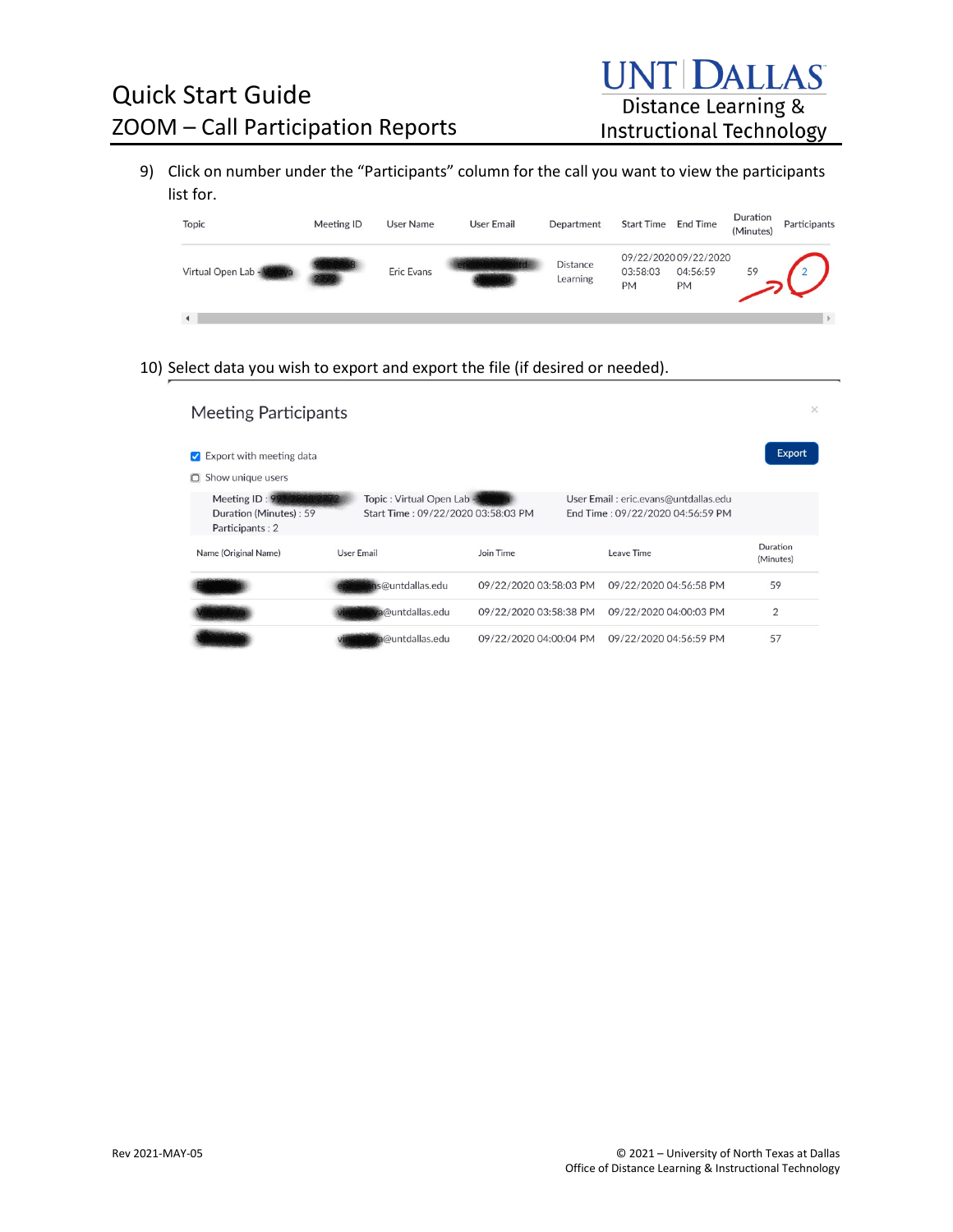9) Click on number under the "Participants" column for the call you want to view the participants list for.

| Topic | Meeting ID | User Name | User Email | Department | Start Time | End Time | Duration (Minutes) | Participants |
|---|---|---|---|---|---|---|---|---|
| Virtual Open Lab - | | Eric Evans | | Distance Learning | 09/22/2020 03:58:03 PM | 09/22/2020 04:56:59 PM | 59 | 2 |

10) Select data you wish to export and export the file (if desired or needed).

Meeting Participants

Export with meeting data

Show unique users

Export

Meeting ID :
Duration (Minutes) : 59
Participants : 2

Topic : Virtual Open Lab -
Start Time : 09/22/2020 03:58:03 PM

User Email : eric.evans@untdallas.edu
End Time : 09/22/2020 04:56:59 PM

| Name (Original Name) | User Email | Join Time | Leave Time | Duration (Minutes) |
|---|---|---|---|---|
| | s@untdallas.edu | 09/22/2020 03:58:03 PM | 09/22/2020 04:56:58 PM | 59 |
| | a@untdallas.edu | 09/22/2020 03:58:38 PM | 09/22/2020 04:00:03 PM | 2 |
| | a@untdallas.edu | 09/22/2020 04:00:04 PM | 09/22/2020 04:56:59 PM | 57 |